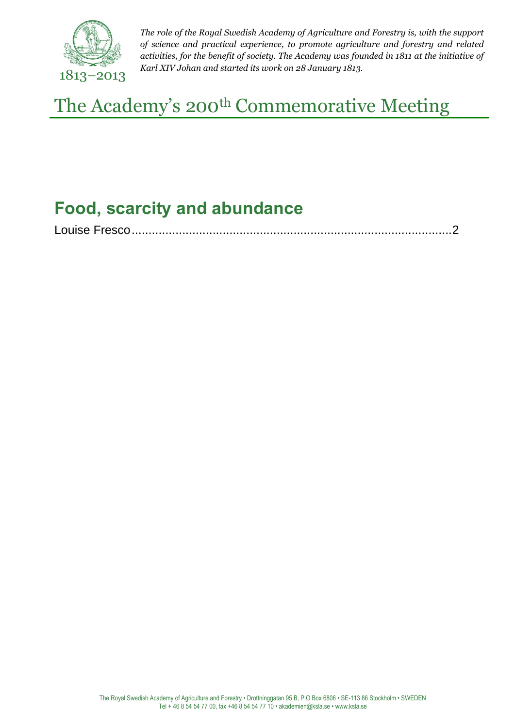1813–2013

*The role of the Royal Swedish Academy of Agriculture and Forestry is, with the support of science and practical experience, to promote agriculture and forestry and related activities, for the benefit of society. The Academy was founded in 1811 at the initiative of Karl XIV Johan and started its work on 28 January 1813.*

# The Academy's 200th Commemorative Meeting

## Food, scarcity and abundance

Louise Fresco........................................................................................2

The Royal Swedish Academy of Agriculture and Forestry • Drottninggatan 95 B, P.O Box 6806 • SE-113 86 Stockholm • SWEDEN
Tel + 46 8 54 54 77 00, fax +46 8 54 54 77 10 • akademien@ksla.se • www.ksla.se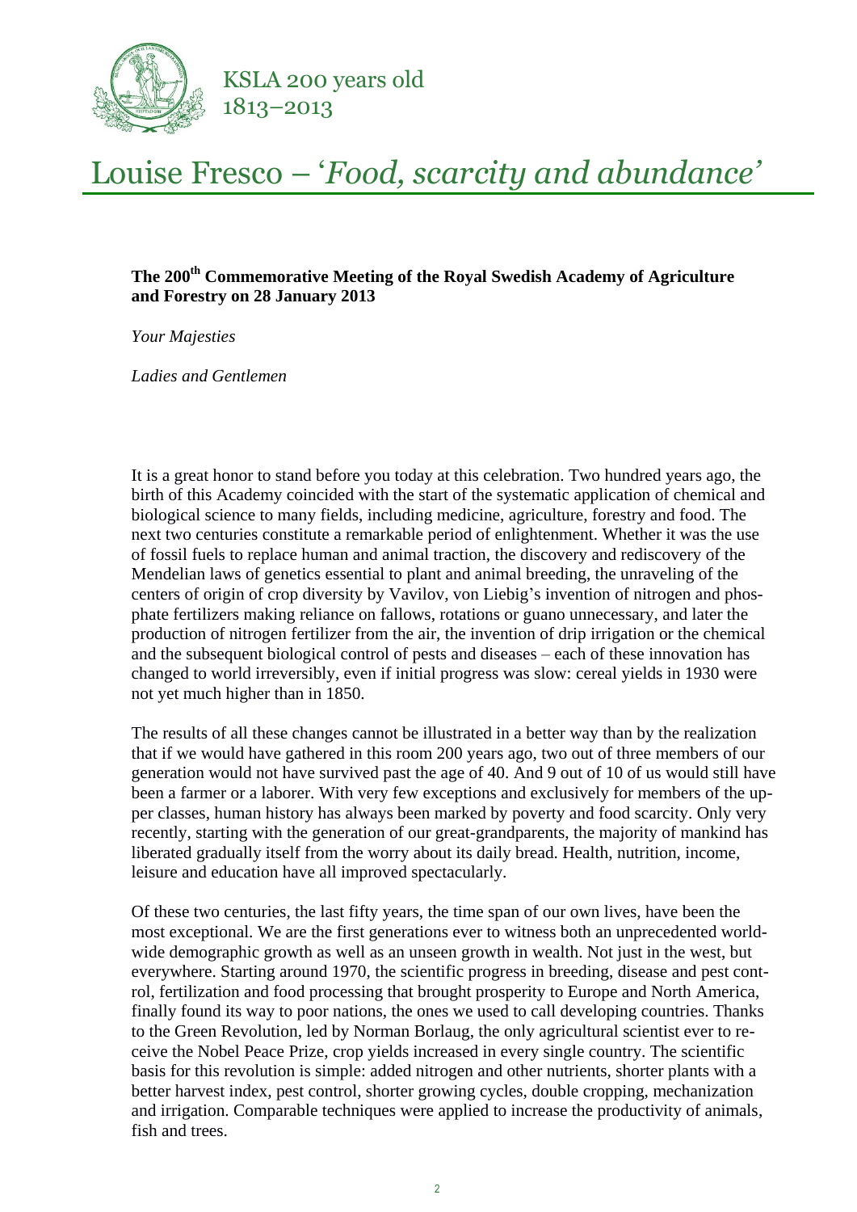# Louise Fresco – '*Food, scarcity and abundance'*

**The 200th Commemorative Meeting of the Royal Swedish Academy of Agriculture and Forestry on 28 January 2013**

*Your Majesties*

*Ladies and Gentlemen*

It is a great honor to stand before you today at this celebration. Two hundred years ago, the birth of this Academy coincided with the start of the systematic application of chemical and biological science to many fields, including medicine, agriculture, forestry and food. The next two centuries constitute a remarkable period of enlightenment. Whether it was the use of fossil fuels to replace human and animal traction, the discovery and rediscovery of the Mendelian laws of genetics essential to plant and animal breeding, the unraveling of the centers of origin of crop diversity by Vavilov, von Liebig's invention of nitrogen and phosphate fertilizers making reliance on fallows, rotations or guano unnecessary, and later the production of nitrogen fertilizer from the air, the invention of drip irrigation or the chemical and the subsequent biological control of pests and diseases – each of these innovation has changed to world irreversibly, even if initial progress was slow: cereal yields in 1930 were not yet much higher than in 1850.

The results of all these changes cannot be illustrated in a better way than by the realization that if we would have gathered in this room 200 years ago, two out of three members of our generation would not have survived past the age of 40. And 9 out of 10 of us would still have been a farmer or a laborer. With very few exceptions and exclusively for members of the upper classes, human history has always been marked by poverty and food scarcity. Only very recently, starting with the generation of our great-grandparents, the majority of mankind has liberated gradually itself from the worry about its daily bread. Health, nutrition, income, leisure and education have all improved spectacularly.

Of these two centuries, the last fifty years, the time span of our own lives, have been the most exceptional. We are the first generations ever to witness both an unprecedented worldwide demographic growth as well as an unseen growth in wealth. Not just in the west, but everywhere. Starting around 1970, the scientific progress in breeding, disease and pest control, fertilization and food processing that brought prosperity to Europe and North America, finally found its way to poor nations, the ones we used to call developing countries. Thanks to the Green Revolution, led by Norman Borlaug, the only agricultural scientist ever to receive the Nobel Peace Prize, crop yields increased in every single country. The scientific basis for this revolution is simple: added nitrogen and other nutrients, shorter plants with a better harvest index, pest control, shorter growing cycles, double cropping, mechanization and irrigation. Comparable techniques were applied to increase the productivity of animals, fish and trees.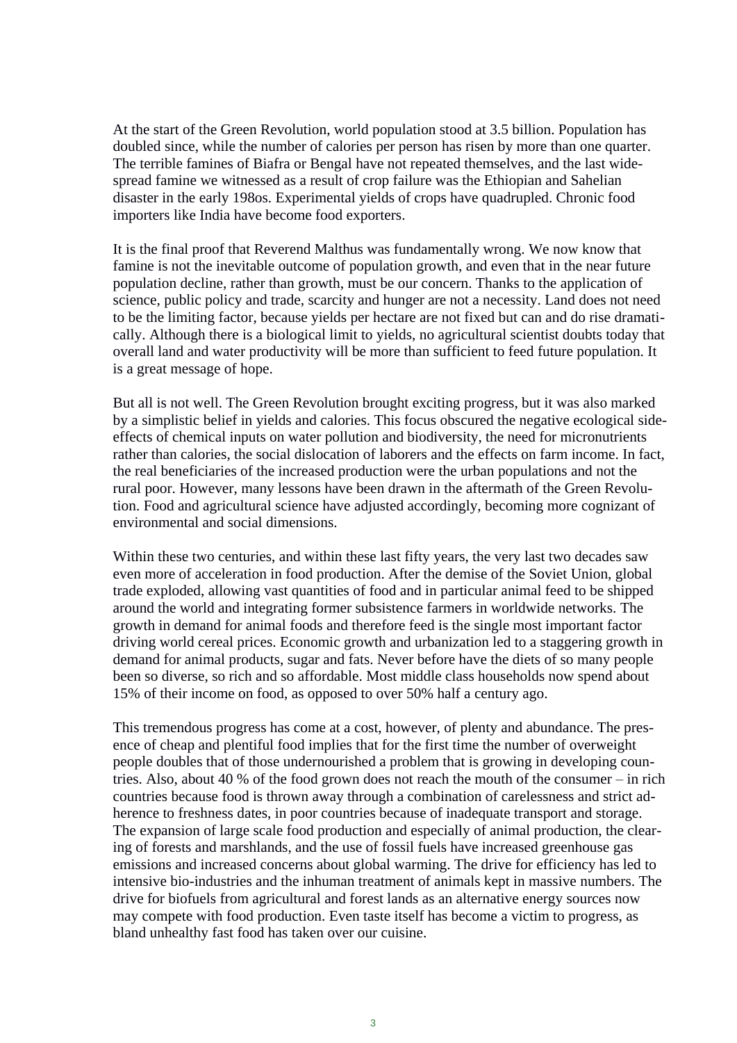At the start of the Green Revolution, world population stood at 3.5 billion. Population has doubled since, while the number of calories per person has risen by more than one quarter. The terrible famines of Biafra or Bengal have not repeated themselves, and the last widespread famine we witnessed as a result of crop failure was the Ethiopian and Sahelian disaster in the early 198os. Experimental yields of crops have quadrupled. Chronic food importers like India have become food exporters.

It is the final proof that Reverend Malthus was fundamentally wrong. We now know that famine is not the inevitable outcome of population growth, and even that in the near future population decline, rather than growth, must be our concern. Thanks to the application of science, public policy and trade, scarcity and hunger are not a necessity. Land does not need to be the limiting factor, because yields per hectare are not fixed but can and do rise dramatically. Although there is a biological limit to yields, no agricultural scientist doubts today that overall land and water productivity will be more than sufficient to feed future population. It is a great message of hope.

But all is not well. The Green Revolution brought exciting progress, but it was also marked by a simplistic belief in yields and calories. This focus obscured the negative ecological side-effects of chemical inputs on water pollution and biodiversity, the need for micronutrients rather than calories, the social dislocation of laborers and the effects on farm income. In fact, the real beneficiaries of the increased production were the urban populations and not the rural poor. However, many lessons have been drawn in the aftermath of the Green Revolution. Food and agricultural science have adjusted accordingly, becoming more cognizant of environmental and social dimensions.

Within these two centuries, and within these last fifty years, the very last two decades saw even more of acceleration in food production. After the demise of the Soviet Union, global trade exploded, allowing vast quantities of food and in particular animal feed to be shipped around the world and integrating former subsistence farmers in worldwide networks. The growth in demand for animal foods and therefore feed is the single most important factor driving world cereal prices. Economic growth and urbanization led to a staggering growth in demand for animal products, sugar and fats. Never before have the diets of so many people been so diverse, so rich and so affordable. Most middle class households now spend about 15% of their income on food, as opposed to over 50% half a century ago.

This tremendous progress has come at a cost, however, of plenty and abundance. The presence of cheap and plentiful food implies that for the first time the number of overweight people doubles that of those undernourished a problem that is growing in developing countries. Also, about 40 % of the food grown does not reach the mouth of the consumer – in rich countries because food is thrown away through a combination of carelessness and strict adherence to freshness dates, in poor countries because of inadequate transport and storage. The expansion of large scale food production and especially of animal production, the clearing of forests and marshlands, and the use of fossil fuels have increased greenhouse gas emissions and increased concerns about global warming. The drive for efficiency has led to intensive bio-industries and the inhuman treatment of animals kept in massive numbers. The drive for biofuels from agricultural and forest lands as an alternative energy sources now may compete with food production. Even taste itself has become a victim to progress, as bland unhealthy fast food has taken over our cuisine.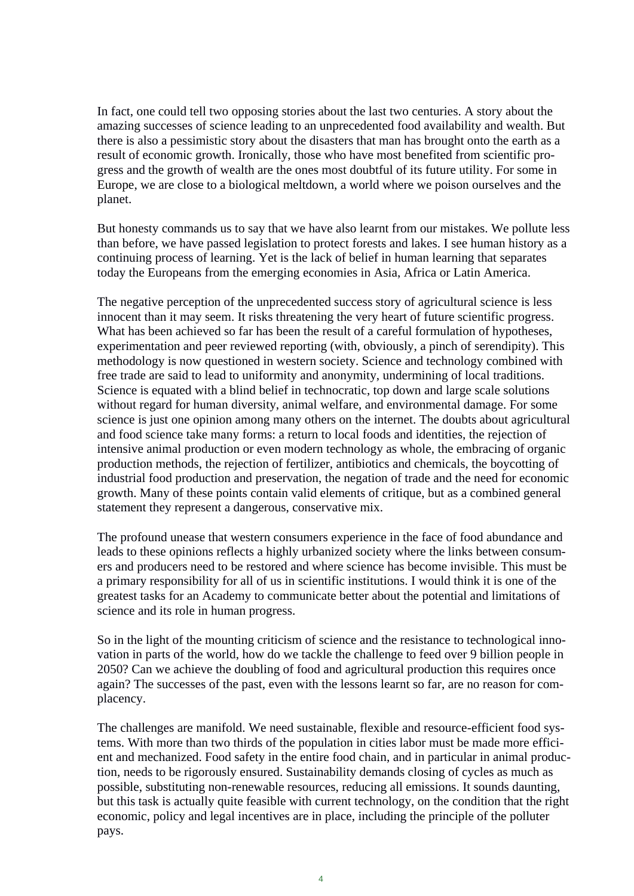In fact, one could tell two opposing stories about the last two centuries. A story about the amazing successes of science leading to an unprecedented food availability and wealth. But there is also a pessimistic story about the disasters that man has brought onto the earth as a result of economic growth. Ironically, those who have most benefited from scientific progress and the growth of wealth are the ones most doubtful of its future utility. For some in Europe, we are close to a biological meltdown, a world where we poison ourselves and the planet.

But honesty commands us to say that we have also learnt from our mistakes. We pollute less than before, we have passed legislation to protect forests and lakes. I see human history as a continuing process of learning. Yet is the lack of belief in human learning that separates today the Europeans from the emerging economies in Asia, Africa or Latin America.

The negative perception of the unprecedented success story of agricultural science is less innocent than it may seem. It risks threatening the very heart of future scientific progress. What has been achieved so far has been the result of a careful formulation of hypotheses, experimentation and peer reviewed reporting (with, obviously, a pinch of serendipity). This methodology is now questioned in western society. Science and technology combined with free trade are said to lead to uniformity and anonymity, undermining of local traditions. Science is equated with a blind belief in technocratic, top down and large scale solutions without regard for human diversity, animal welfare, and environmental damage. For some science is just one opinion among many others on the internet. The doubts about agricultural and food science take many forms: a return to local foods and identities, the rejection of intensive animal production or even modern technology as whole, the embracing of organic production methods, the rejection of fertilizer, antibiotics and chemicals, the boycotting of industrial food production and preservation, the negation of trade and the need for economic growth. Many of these points contain valid elements of critique, but as a combined general statement they represent a dangerous, conservative mix.

The profound unease that western consumers experience in the face of food abundance and leads to these opinions reflects a highly urbanized society where the links between consumers and producers need to be restored and where science has become invisible. This must be a primary responsibility for all of us in scientific institutions. I would think it is one of the greatest tasks for an Academy to communicate better about the potential and limitations of science and its role in human progress.

So in the light of the mounting criticism of science and the resistance to technological innovation in parts of the world, how do we tackle the challenge to feed over 9 billion people in 2050? Can we achieve the doubling of food and agricultural production this requires once again? The successes of the past, even with the lessons learnt so far, are no reason for complacency.

The challenges are manifold. We need sustainable, flexible and resource-efficient food systems. With more than two thirds of the population in cities labor must be made more efficient and mechanized. Food safety in the entire food chain, and in particular in animal production, needs to be rigorously ensured. Sustainability demands closing of cycles as much as possible, substituting non-renewable resources, reducing all emissions. It sounds daunting, but this task is actually quite feasible with current technology, on the condition that the right economic, policy and legal incentives are in place, including the principle of the polluter pays.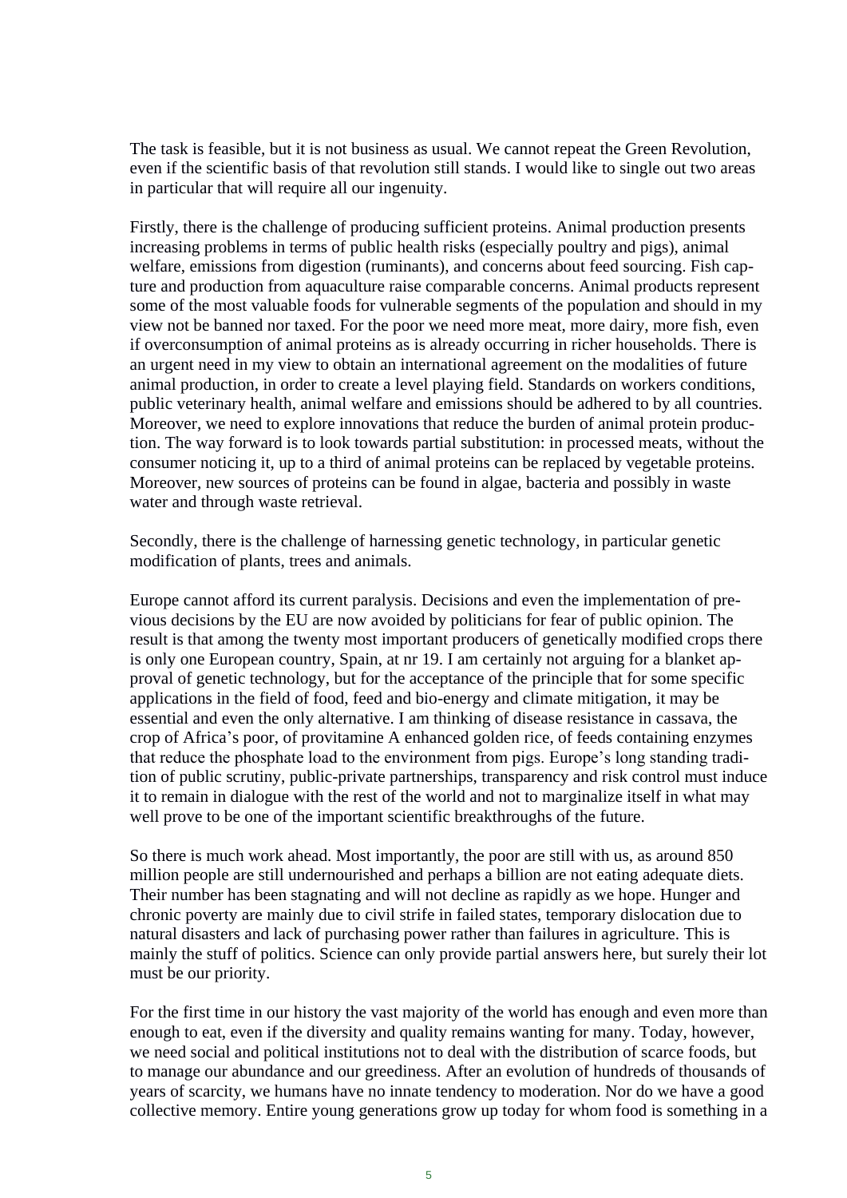The task is feasible, but it is not business as usual. We cannot repeat the Green Revolution, even if the scientific basis of that revolution still stands. I would like to single out two areas in particular that will require all our ingenuity.

Firstly, there is the challenge of producing sufficient proteins. Animal production presents increasing problems in terms of public health risks (especially poultry and pigs), animal welfare, emissions from digestion (ruminants), and concerns about feed sourcing. Fish capture and production from aquaculture raise comparable concerns. Animal products represent some of the most valuable foods for vulnerable segments of the population and should in my view not be banned nor taxed. For the poor we need more meat, more dairy, more fish, even if overconsumption of animal proteins as is already occurring in richer households. There is an urgent need in my view to obtain an international agreement on the modalities of future animal production, in order to create a level playing field. Standards on workers conditions, public veterinary health, animal welfare and emissions should be adhered to by all countries. Moreover, we need to explore innovations that reduce the burden of animal protein production. The way forward is to look towards partial substitution: in processed meats, without the consumer noticing it, up to a third of animal proteins can be replaced by vegetable proteins. Moreover, new sources of proteins can be found in algae, bacteria and possibly in waste water and through waste retrieval.

Secondly, there is the challenge of harnessing genetic technology, in particular genetic modification of plants, trees and animals.

Europe cannot afford its current paralysis. Decisions and even the implementation of previous decisions by the EU are now avoided by politicians for fear of public opinion. The result is that among the twenty most important producers of genetically modified crops there is only one European country, Spain, at nr 19. I am certainly not arguing for a blanket approval of genetic technology, but for the acceptance of the principle that for some specific applications in the field of food, feed and bio-energy and climate mitigation, it may be essential and even the only alternative. I am thinking of disease resistance in cassava, the crop of Africa's poor, of provitamine A enhanced golden rice, of feeds containing enzymes that reduce the phosphate load to the environment from pigs. Europe's long standing tradition of public scrutiny, public-private partnerships, transparency and risk control must induce it to remain in dialogue with the rest of the world and not to marginalize itself in what may well prove to be one of the important scientific breakthroughs of the future.

So there is much work ahead. Most importantly, the poor are still with us, as around 850 million people are still undernourished and perhaps a billion are not eating adequate diets. Their number has been stagnating and will not decline as rapidly as we hope. Hunger and chronic poverty are mainly due to civil strife in failed states, temporary dislocation due to natural disasters and lack of purchasing power rather than failures in agriculture. This is mainly the stuff of politics. Science can only provide partial answers here, but surely their lot must be our priority.

For the first time in our history the vast majority of the world has enough and even more than enough to eat, even if the diversity and quality remains wanting for many. Today, however, we need social and political institutions not to deal with the distribution of scarce foods, but to manage our abundance and our greediness. After an evolution of hundreds of thousands of years of scarcity, we humans have no innate tendency to moderation. Nor do we have a good collective memory. Entire young generations grow up today for whom food is something in a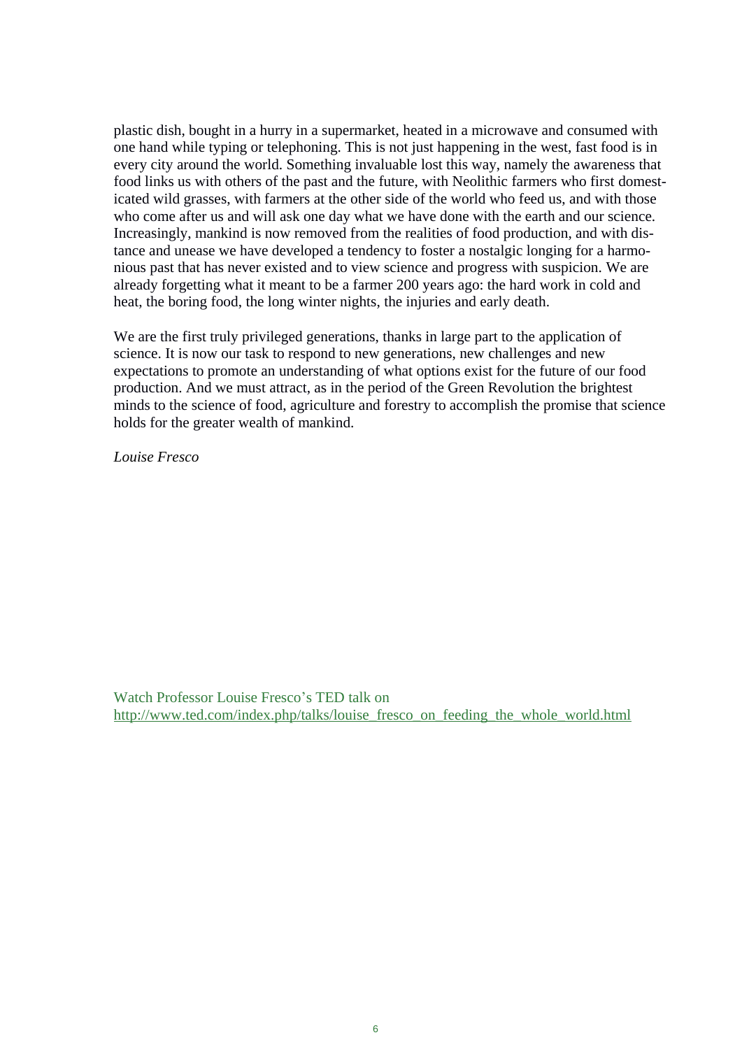plastic dish, bought in a hurry in a supermarket, heated in a microwave and consumed with one hand while typing or telephoning. This is not just happening in the west, fast food is in every city around the world. Something invaluable lost this way, namely the awareness that food links us with others of the past and the future, with Neolithic farmers who first domesticated wild grasses, with farmers at the other side of the world who feed us, and with those who come after us and will ask one day what we have done with the earth and our science. Increasingly, mankind is now removed from the realities of food production, and with distance and unease we have developed a tendency to foster a nostalgic longing for a harmonious past that has never existed and to view science and progress with suspicion. We are already forgetting what it meant to be a farmer 200 years ago: the hard work in cold and heat, the boring food, the long winter nights, the injuries and early death.

We are the first truly privileged generations, thanks in large part to the application of science. It is now our task to respond to new generations, new challenges and new expectations to promote an understanding of what options exist for the future of our food production. And we must attract, as in the period of the Green Revolution the brightest minds to the science of food, agriculture and forestry to accomplish the promise that science holds for the greater wealth of mankind.

*Louise Fresco*

Watch Professor Louise Fresco's TED talk on
http://www.ted.com/index.php/talks/louise_fresco_on_feeding_the_whole_world.html